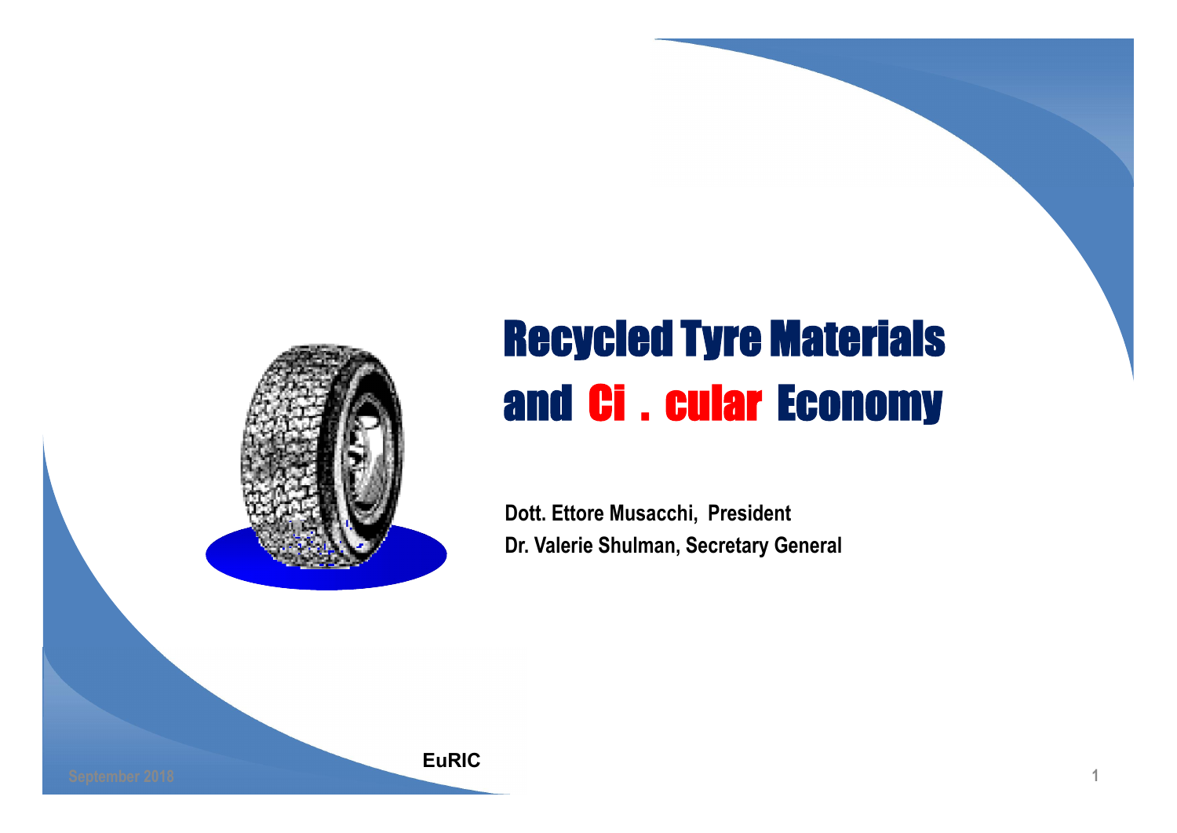# Recycled Tyre Materials and Ci . cular Economy

**Dott. Ettore Musacchi, President**

**Dr. Valerie Shulman, Secretary General**

**EuRIC**

September 2018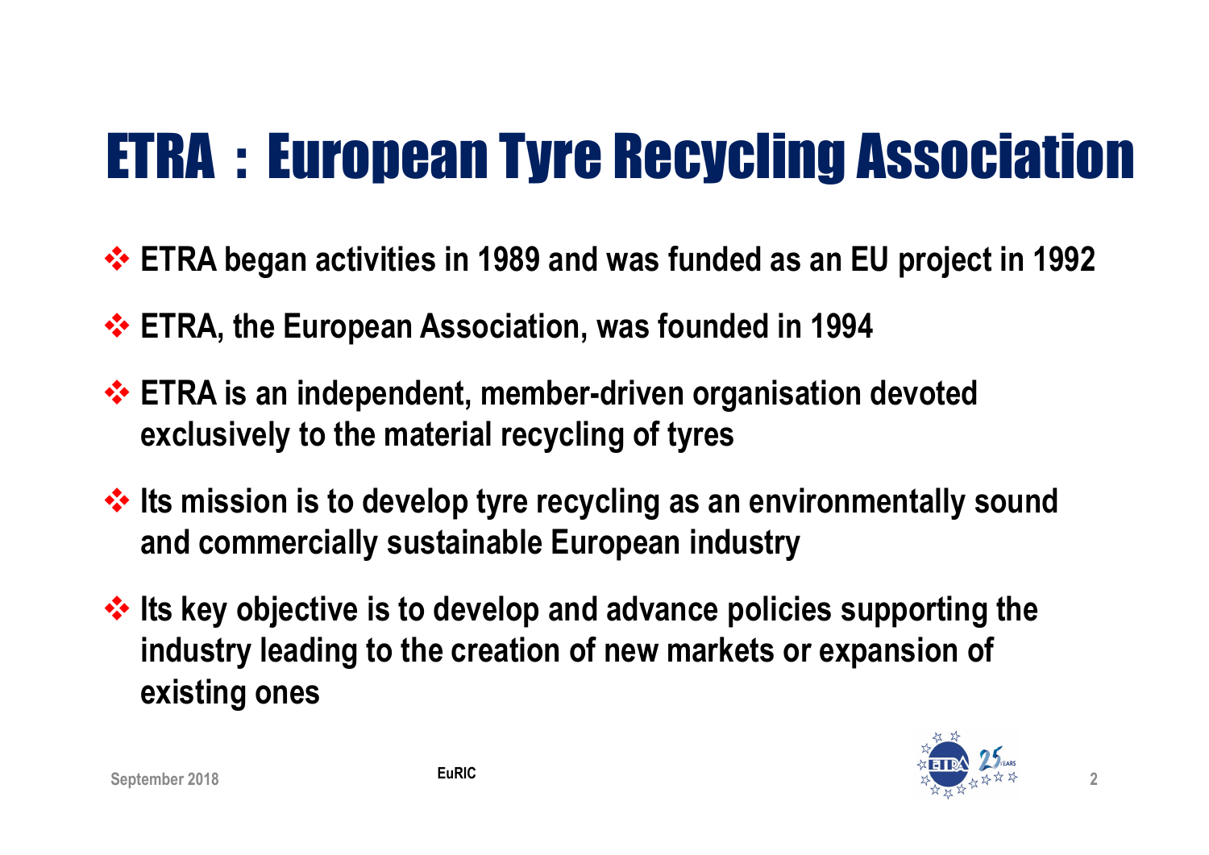# ETRA : European Tyre Recycling Association

- **ETRA began activities in 1989 and was funded as an EU project in 1992**
- **ETRA, the European Association, was founded in 1994**
- **ETRA is an independent, member-driven organisation devoted exclusively to the material recycling of tyres**
- **Its mission is to develop tyre recycling as an environmentally sound and commercially sustainable European industry**
- **Its key objective is to develop and advance policies supporting the industry leading to the creation of new markets or expansion of existing ones**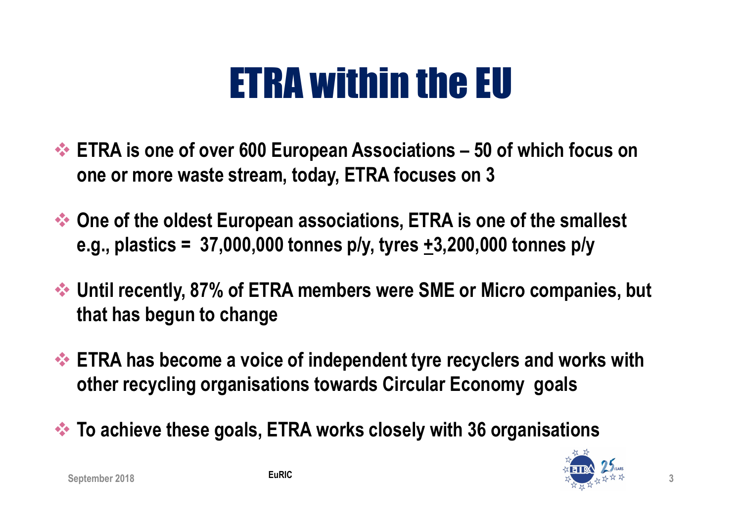# ETRA within the EU

- ETRA is one of over 600 European Associations – 50 of which focus on one or more waste stream, today, ETRA focuses on 3
- One of the oldest European associations, ETRA is one of the smallest e.g., plastics = 37,000,000 tonnes p/y, tyres ±3,200,000 tonnes p/y
- Until recently, 87% of ETRA members were SME or Micro companies, but that has begun to change
- ETRA has become a voice of independent tyre recyclers and works with other recycling organisations towards Circular Economy goals
- To achieve these goals, ETRA works closely with 36 organisations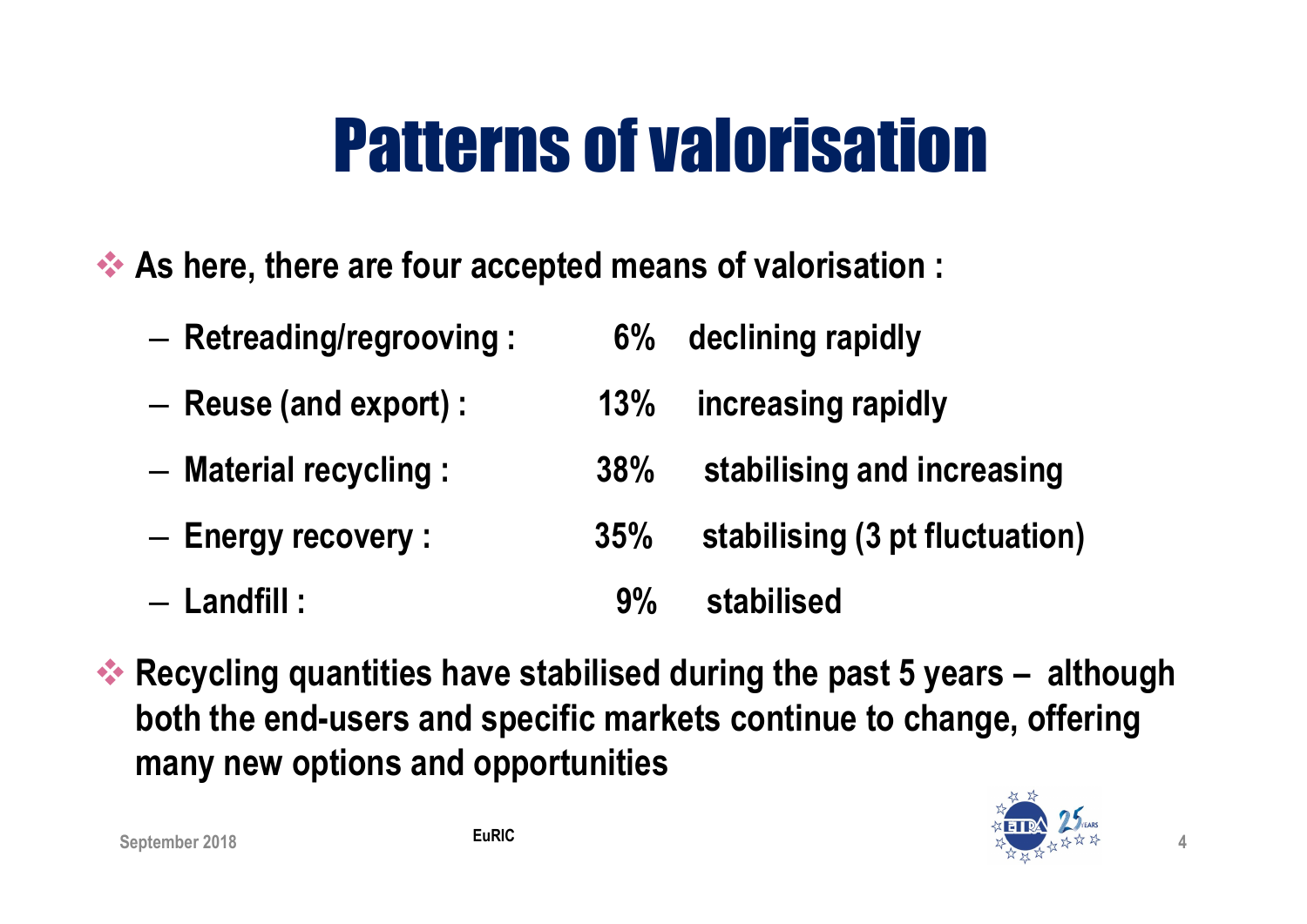# Patterns of valorisation

- **As here, there are four accepted means of valorisation :**
  - **Retreading/regrooving : 6% declining rapidly**
  - **Reuse (and export) : 13% increasing rapidly**
  - **Material recycling : 38% stabilising and increasing**
  - **Energy recovery : 35% stabilising (3 pt fluctuation)**
  - **Landfill : 9% stabilised**
- **Recycling quantities have stabilised during the past 5 years – although both the end-users and specific markets continue to change, offering many new options and opportunities**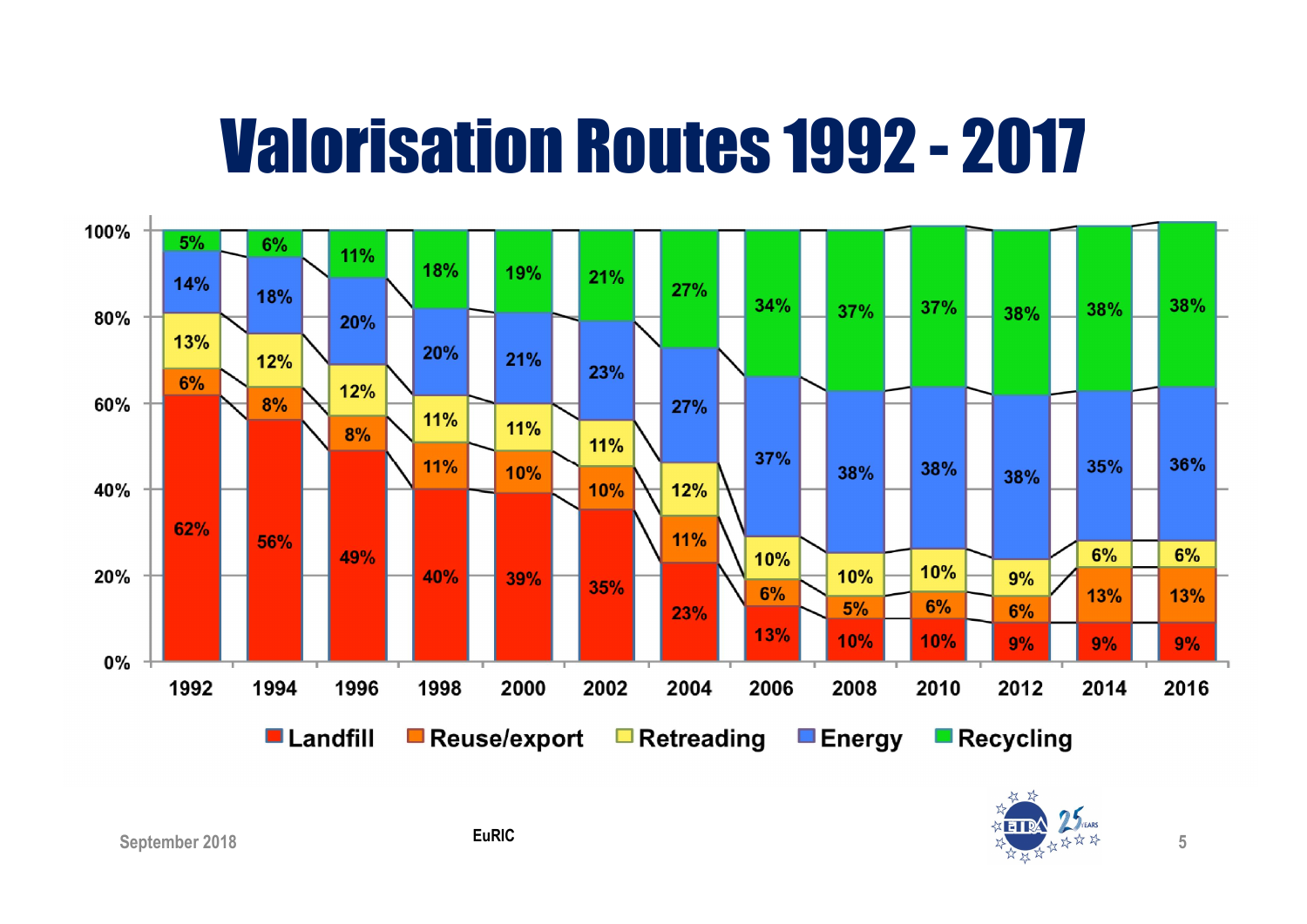# Valorisation Routes 1992 - 2017

| Year | Landfill | Reuse/export | Retreading | Energy | Recycling |
|---|---|---|---|---|---|
| 1992 | 62% | 6% | 13% | 14% | 5% |
| 1994 | 56% | 8% | 12% | 18% | 6% |
| 1996 | 49% | 8% | 12% | 20% | 11% |
| 1998 | 40% | 11% | 11% | 20% | 18% |
| 2000 | 39% | 10% | 11% | 21% | 19% |
| 2002 | 35% | 10% | 11% | 23% | 21% |
| 2004 | 23% | 11% | 12% | 27% | 27% |
| 2006 | 13% | 6% | 10% | 37% | 34% |
| 2008 | 10% | 5% | 10% | 38% | 37% |
| 2010 | 10% | 6% | 10% | 38% | 37% |
| 2012 | 9% | 6% | 9% | 38% | 38% |
| 2014 | 9% | 13% | 6% | 35% | 38% |
| 2016 | 9% | 13% | 6% | 36% | 38% |

September 2018 EuRIC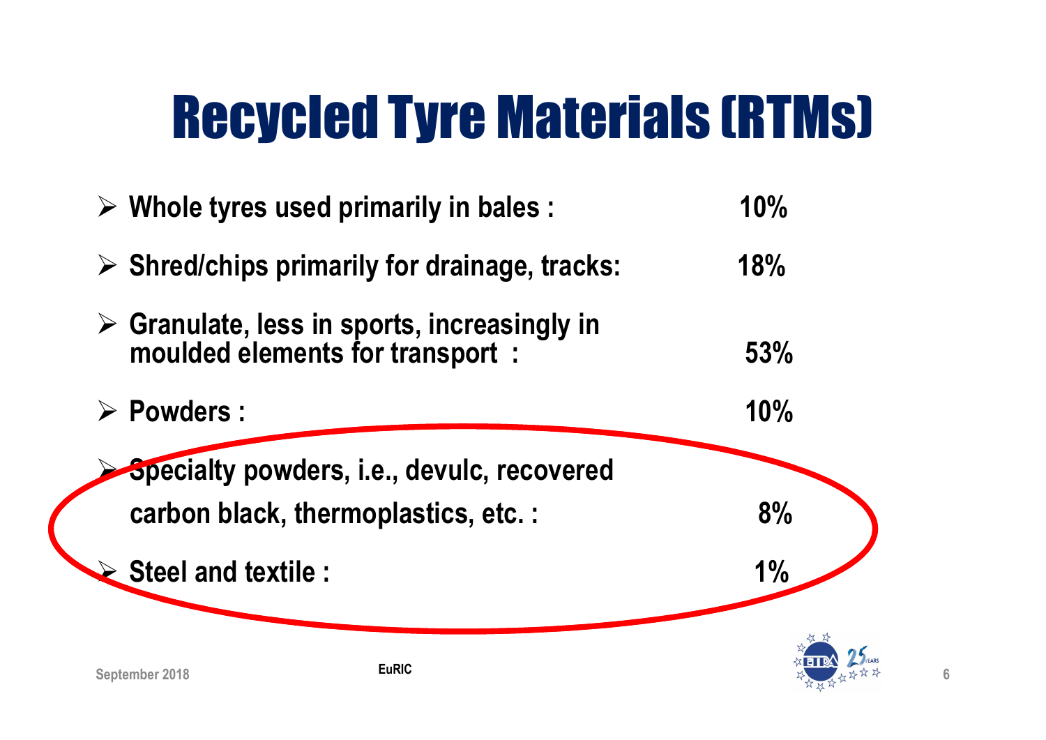# Recycled Tyre Materials (RTMs)

- **Whole tyres used primarily in bales : 10%**
- **Shred/chips primarily for drainage, tracks: 18%**
- **Granulate, less in sports, increasingly in moulded elements for transport : 53%**
- **Powders : 10%**
- **Specialty powders, i.e., devulc, recovered carbon black, thermoplastics, etc. : 8%**
- **Steel and textile : 1%**

September 2018

EuRIC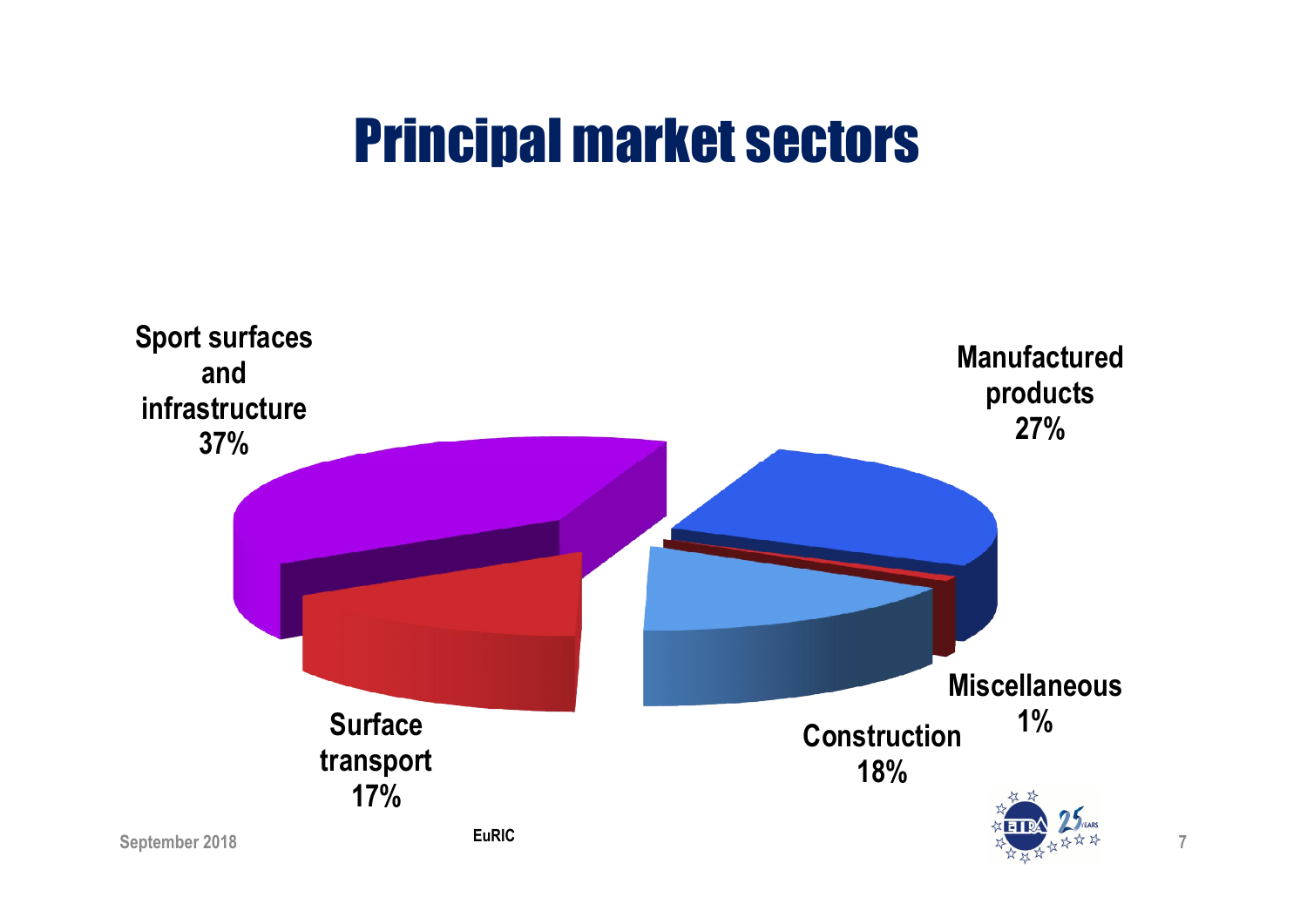# Principal market sectors

Sport surfaces and infrastructure 37%

Manufactured products 27%

Miscellaneous 1%

Construction 18%

Surface transport 17%

September 2018

EuRIC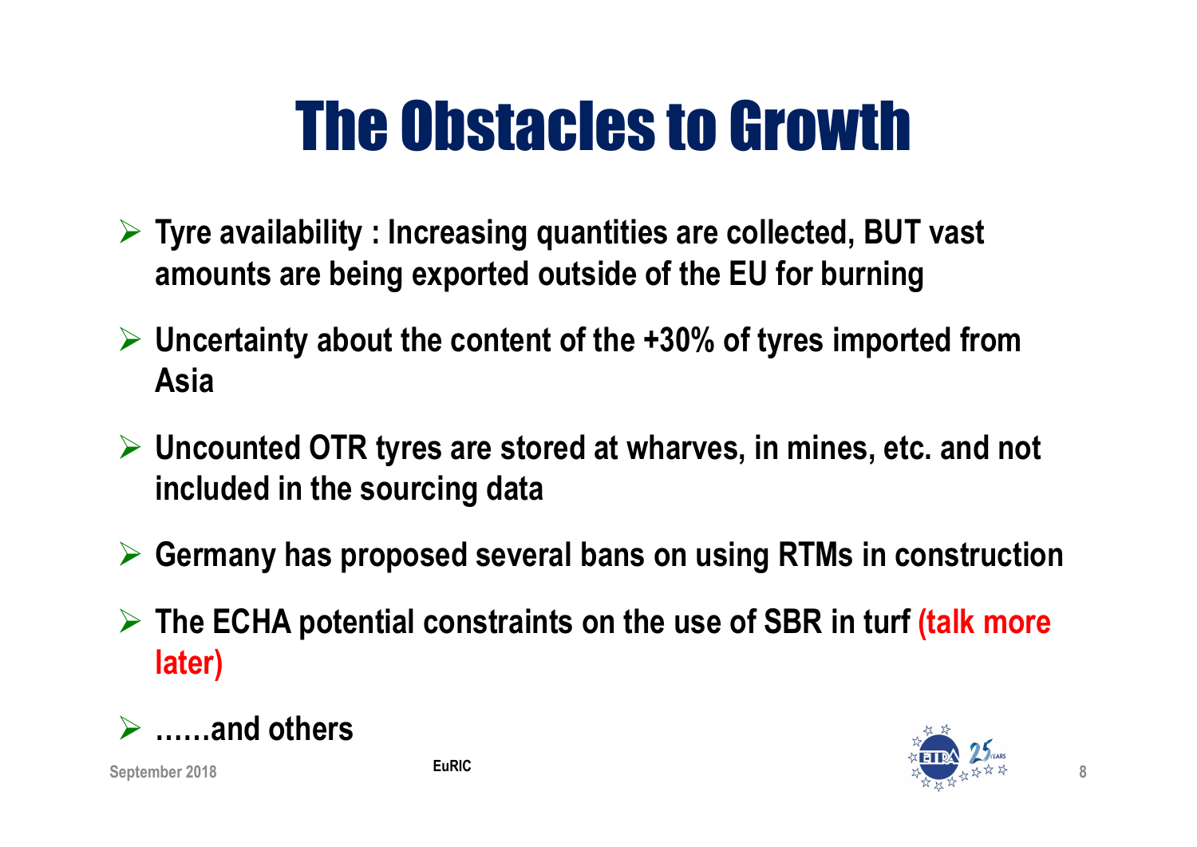# The Obstacles to Growth

- **Tyre availability : Increasing quantities are collected, BUT vast amounts are being exported outside of the EU for burning**
- **Uncertainty about the content of the +30% of tyres imported from Asia**
- **Uncounted OTR tyres are stored at wharves, in mines, etc. and not included in the sourcing data**
- **Germany has proposed several bans on using RTMs in construction**
- **The ECHA potential constraints on the use of SBR in turf (talk more later)**
- **……and others**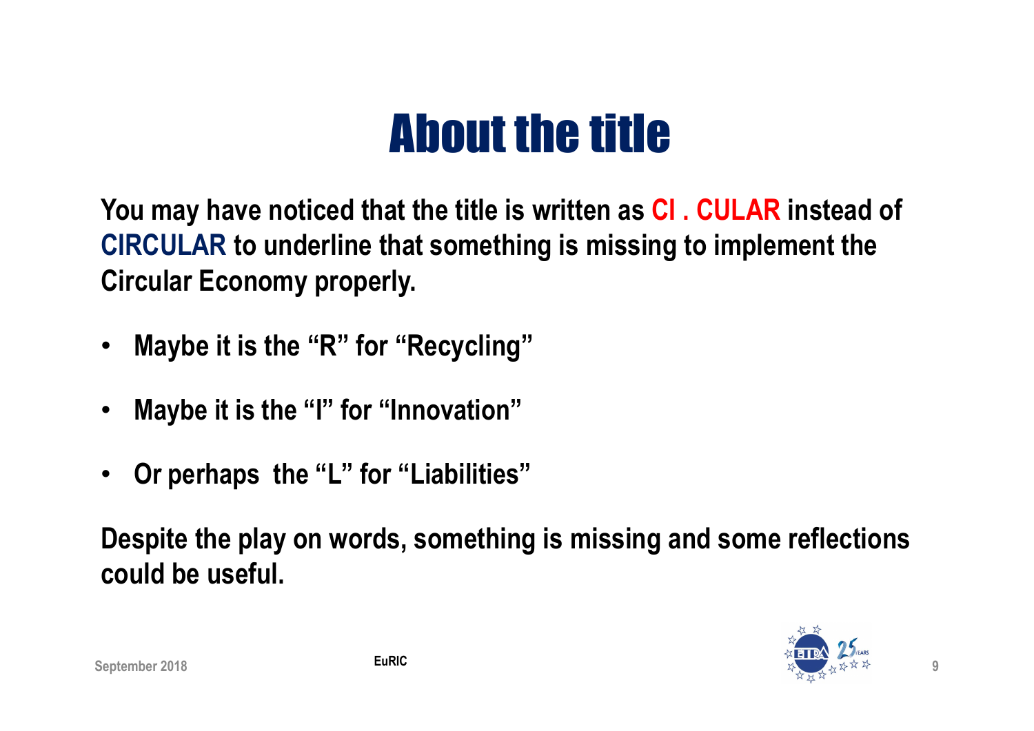# About the title

**You may have noticed that the title is written as CI . CULAR instead of CIRCULAR to underline that something is missing to implement the Circular Economy properly.**

- **Maybe it is the "R" for "Recycling"**
- **Maybe it is the "I" for "Innovation"**
- **Or perhaps the "L" for "Liabilities"**

**Despite the play on words, something is missing and some reflections could be useful.**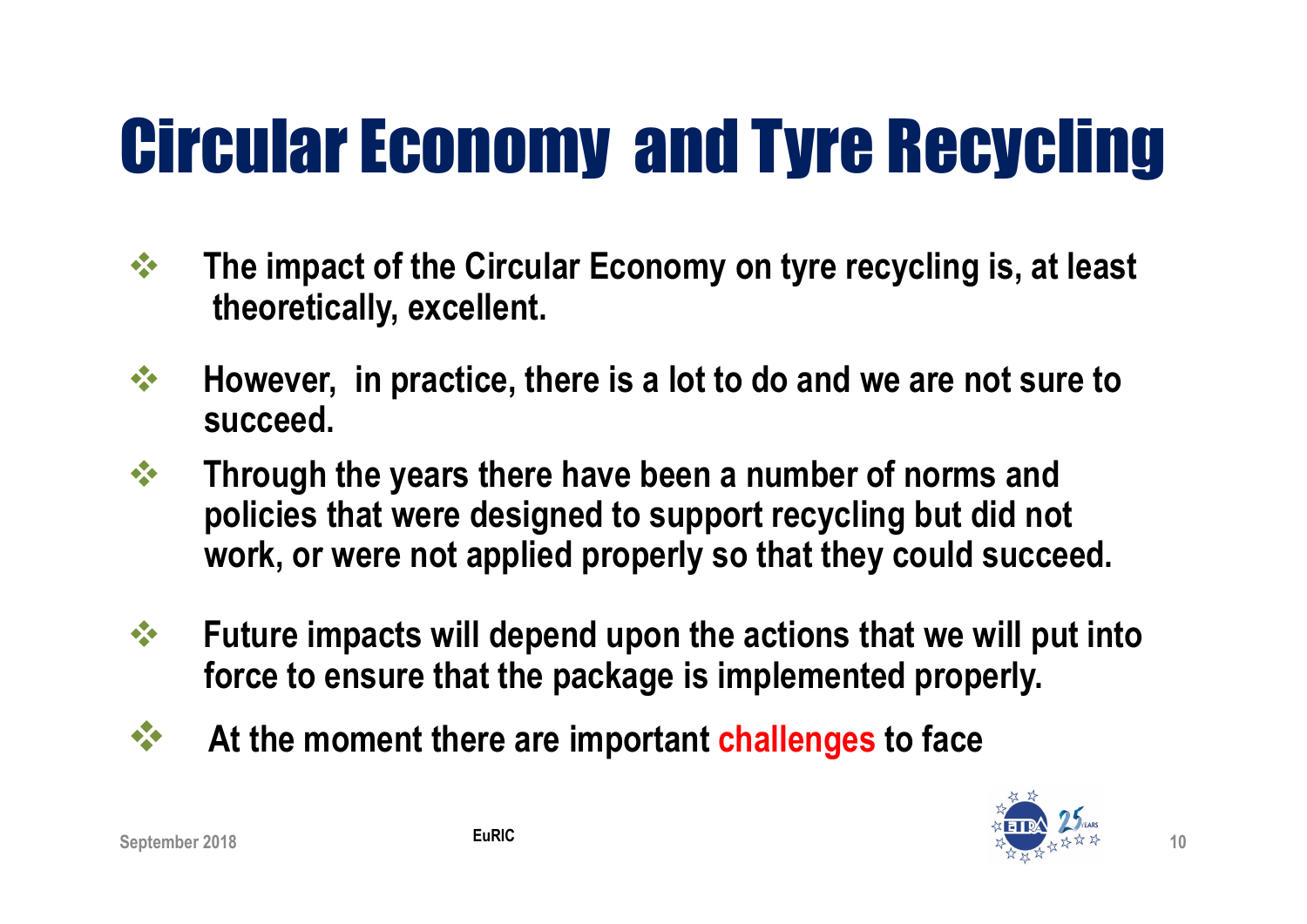# Circular Economy and Tyre Recycling

- **The impact of the Circular Economy on tyre recycling is, at least theoretically, excellent.**
- **However, in practice, there is a lot to do and we are not sure to succeed.**
- **Through the years there have been a number of norms and policies that were designed to support recycling but did not work, or were not applied properly so that they could succeed.**
- **Future impacts will depend upon the actions that we will put into force to ensure that the package is implemented properly.**
- **At the moment there are important challenges to face**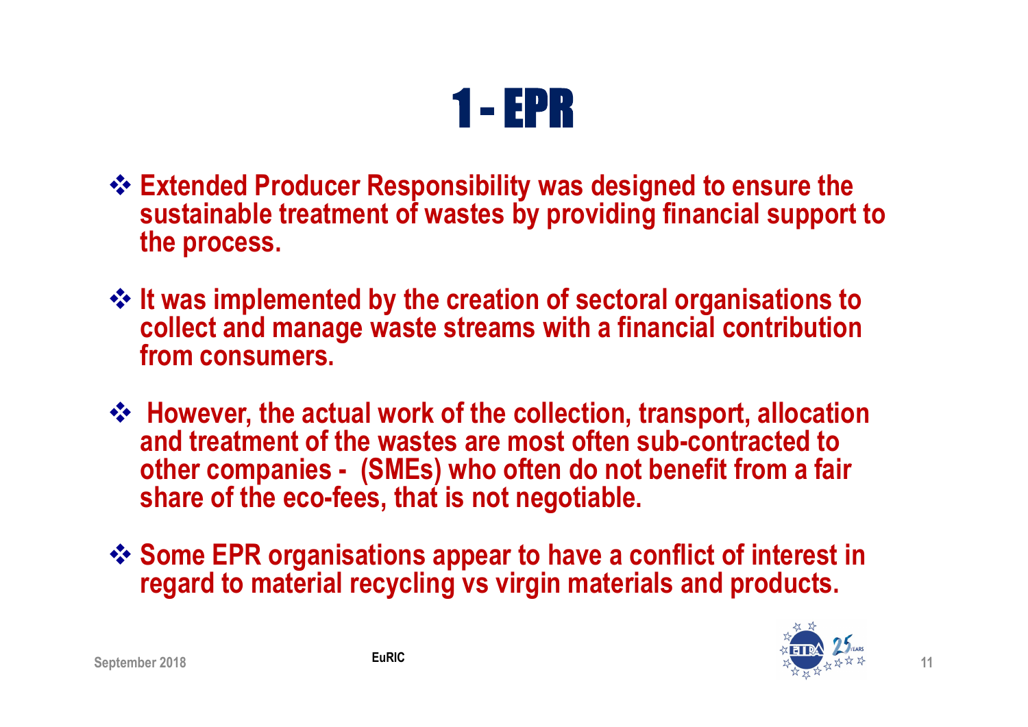# 1 - EPR

- Extended Producer Responsibility was designed to ensure the sustainable treatment of wastes by providing financial support to the process.
- It was implemented by the creation of sectoral organisations to collect and manage waste streams with a financial contribution from consumers.
- However, the actual work of the collection, transport, allocation and treatment of the wastes are most often sub-contracted to other companies - (SMEs) who often do not benefit from a fair share of the eco-fees, that is not negotiable.
- Some EPR organisations appear to have a conflict of interest in regard to material recycling vs virgin materials and products.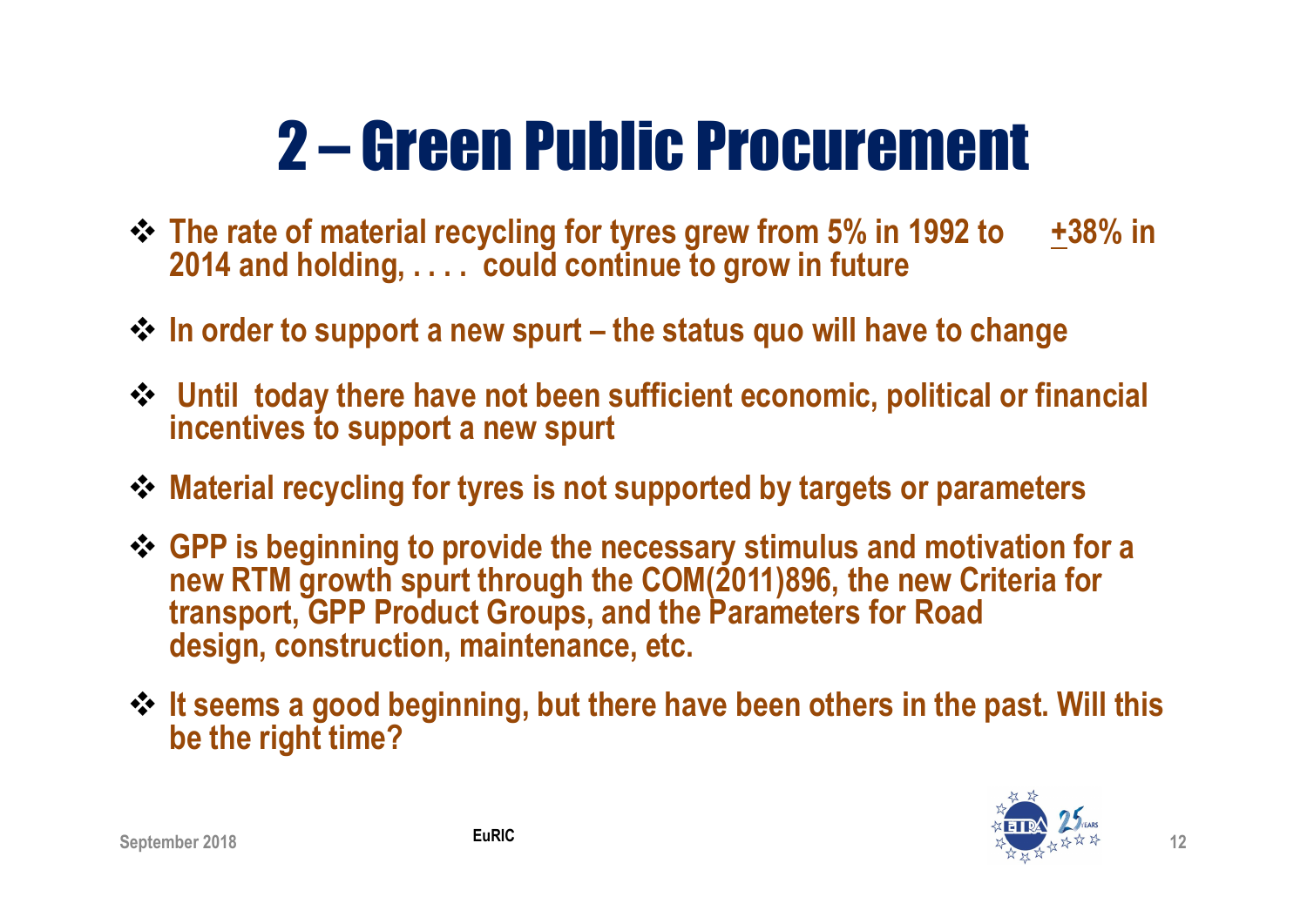# 2 – Green Public Procurement

- The rate of material recycling for tyres grew from 5% in 1992 to ±38% in 2014 and holding, . . . . could continue to grow in future
- In order to support a new spurt – the status quo will have to change
- Until today there have not been sufficient economic, political or financial incentives to support a new spurt
- Material recycling for tyres is not supported by targets or parameters
- GPP is beginning to provide the necessary stimulus and motivation for a new RTM growth spurt through the COM(2011)896, the new Criteria for transport, GPP Product Groups, and the Parameters for Road design, construction, maintenance, etc.
- It seems a good beginning, but there have been others in the past. Will this be the right time?

September 2018 EuRIC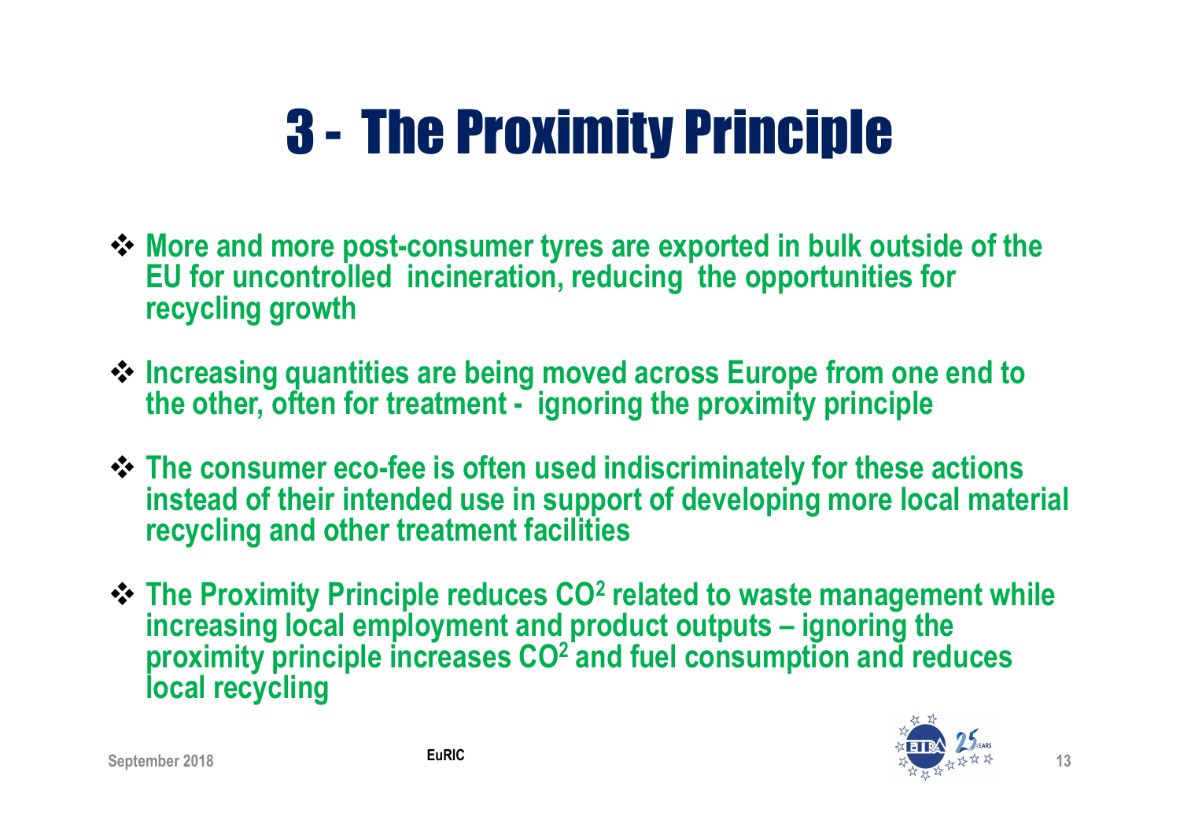# 3 - The Proximity Principle

- More and more post-consumer tyres are exported in bulk outside of the EU for uncontrolled incineration, reducing the opportunities for recycling growth
- Increasing quantities are being moved across Europe from one end to the other, often for treatment - ignoring the proximity principle
- The consumer eco-fee is often used indiscriminately for these actions instead of their intended use in support of developing more local material recycling and other treatment facilities
- The Proximity Principle reduces $CO^2$ related to waste management while increasing local employment and product outputs – ignoring the proximity principle increases $CO^2$ and fuel consumption and reduces local recycling

September 2018 EuRIC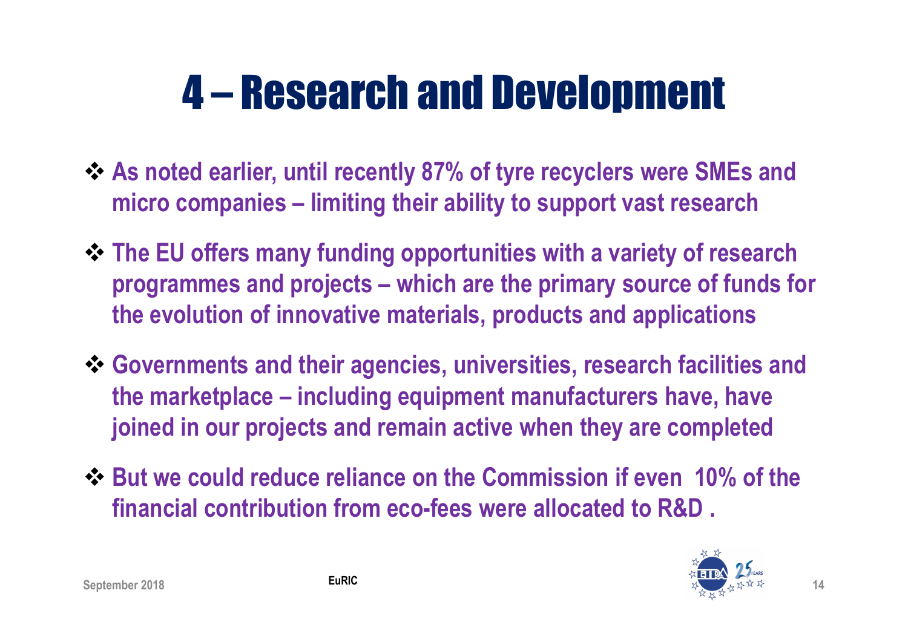# 4 – Research and Development

- As noted earlier, until recently 87% of tyre recyclers were SMEs and micro companies – limiting their ability to support vast research
- The EU offers many funding opportunities with a variety of research programmes and projects – which are the primary source of funds for the evolution of innovative materials, products and applications
- Governments and their agencies, universities, research facilities and the marketplace – including equipment manufacturers have, have joined in our projects and remain active when they are completed
- But we could reduce reliance on the Commission if even 10% of the financial contribution from eco-fees were allocated to R&D .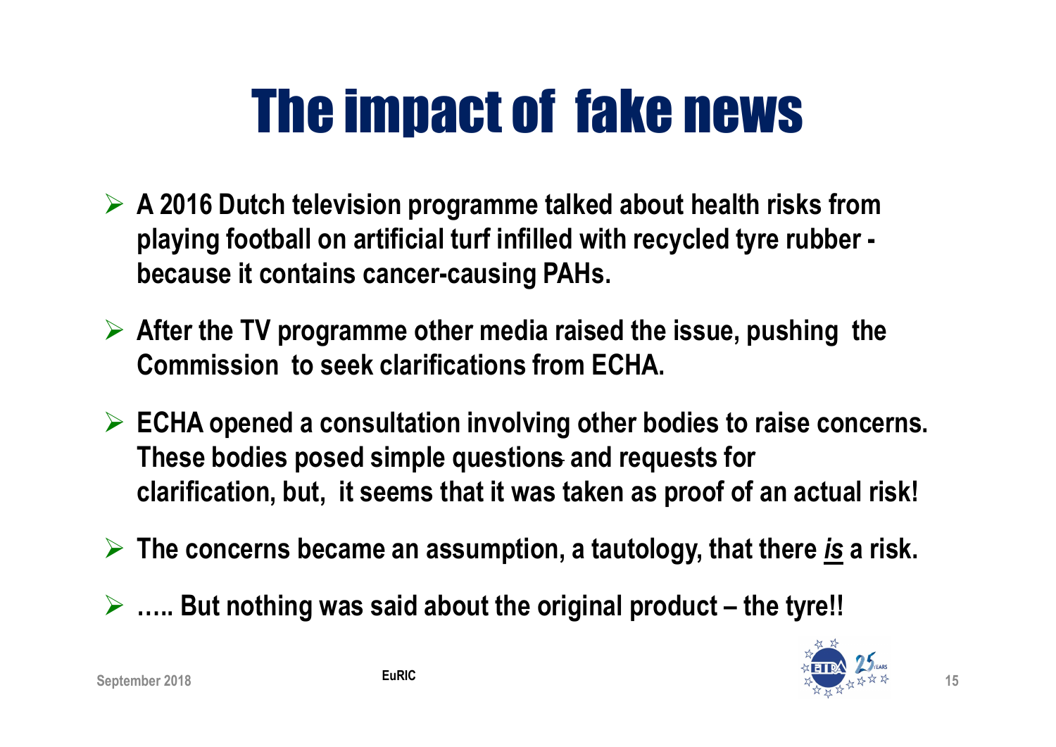# The impact of fake news

- **A 2016 Dutch television programme talked about health risks from playing football on artificial turf infilled with recycled tyre rubber - because it contains cancer-causing PAHs.**
- **After the TV programme other media raised the issue, pushing the Commission to seek clarifications from ECHA.**
- **ECHA opened a consultation involving other bodies to raise concerns. These bodies posed simple questions and requests for clarification, but, it seems that it was taken as proof of an actual risk!**
- **The concerns became an assumption, a tautology, that there *<u>is</u>* a risk.**
- **….. But nothing was said about the original product – the tyre!!**

September 2018 EuRIC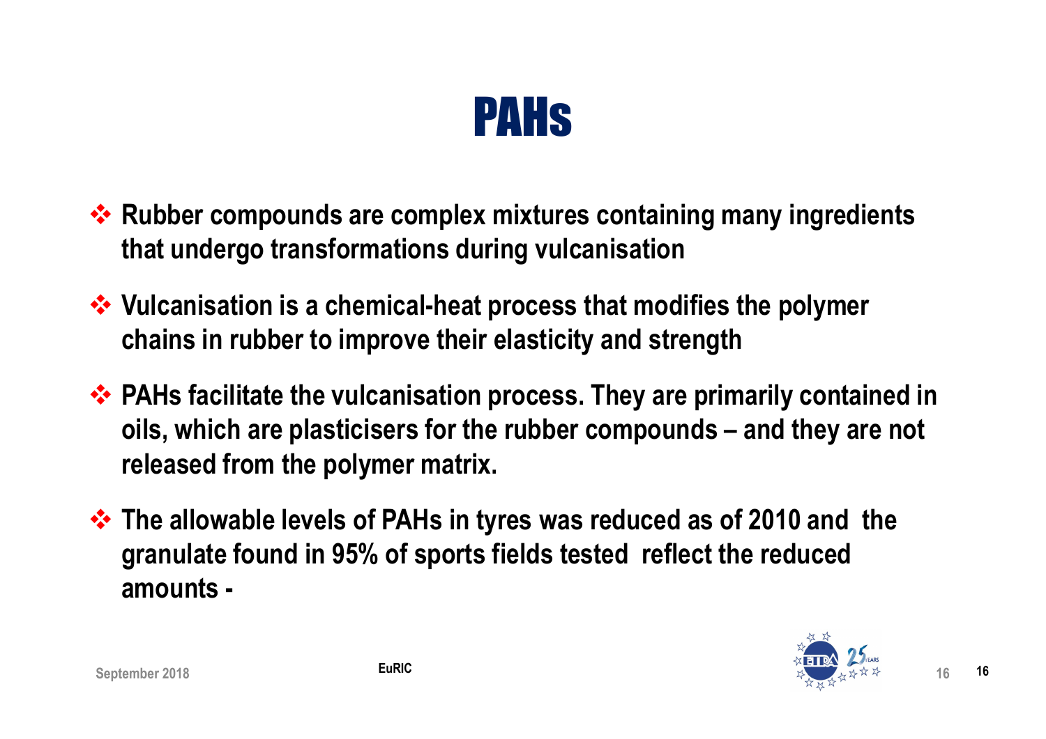# PAHs

- **Rubber compounds are complex mixtures containing many ingredients that undergo transformations during vulcanisation**
- **Vulcanisation is a chemical-heat process that modifies the polymer chains in rubber to improve their elasticity and strength**
- **PAHs facilitate the vulcanisation process. They are primarily contained in oils, which are plasticisers for the rubber compounds – and they are not released from the polymer matrix.**
- **The allowable levels of PAHs in tyres was reduced as of 2010 and the granulate found in 95% of sports fields tested reflect the reduced amounts -**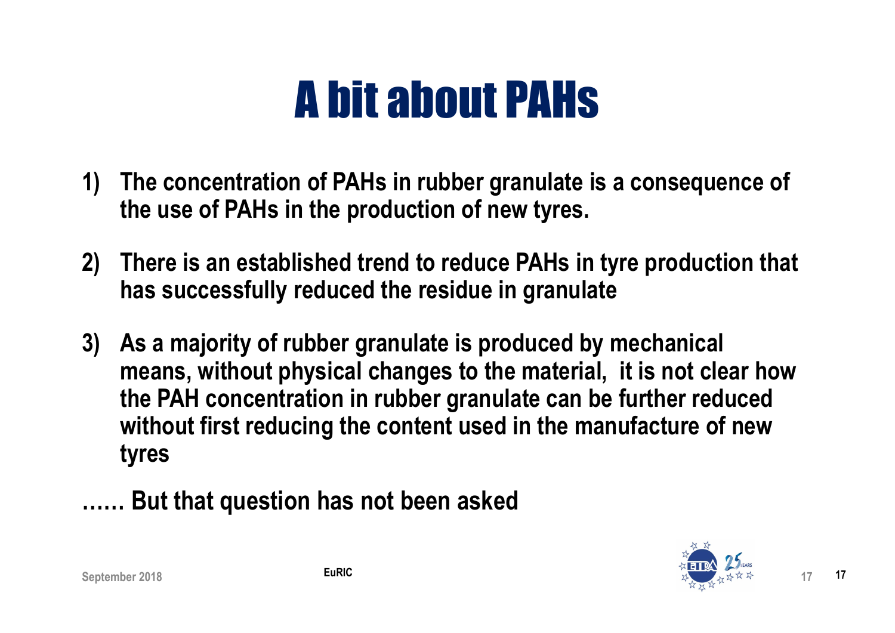# A bit about PAHs

1) **The concentration of PAHs in rubber granulate is a consequence of the use of PAHs in the production of new tyres.**

2) **There is an established trend to reduce PAHs in tyre production that has successfully reduced the residue in granulate**

3) **As a majority of rubber granulate is produced by mechanical means, without physical changes to the material, it is not clear how the PAH concentration in rubber granulate can be further reduced without first reducing the content used in the manufacture of new tyres**

**…… But that question has not been asked**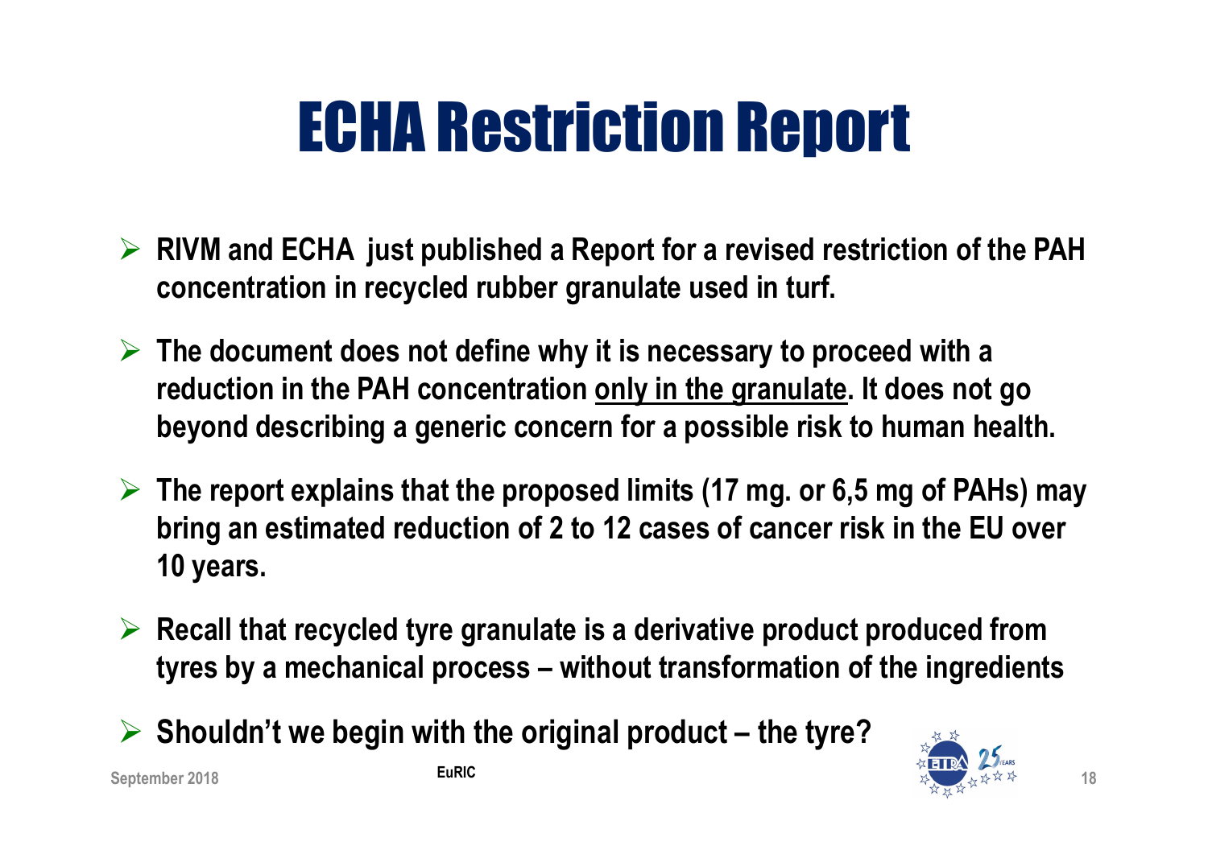# ECHA Restriction Report

- **RIVM and ECHA just published a Report for a revised restriction of the PAH concentration in recycled rubber granulate used in turf.**
- **The document does not define why it is necessary to proceed with a reduction in the PAH concentration <u>only in the granulate</u>. It does not go beyond describing a generic concern for a possible risk to human health.**
- **The report explains that the proposed limits (17 mg. or 6,5 mg of PAHs) may bring an estimated reduction of 2 to 12 cases of cancer risk in the EU over 10 years.**
- **Recall that recycled tyre granulate is a derivative product produced from tyres by a mechanical process – without transformation of the ingredients**
- **Shouldn't we begin with the original product – the tyre?**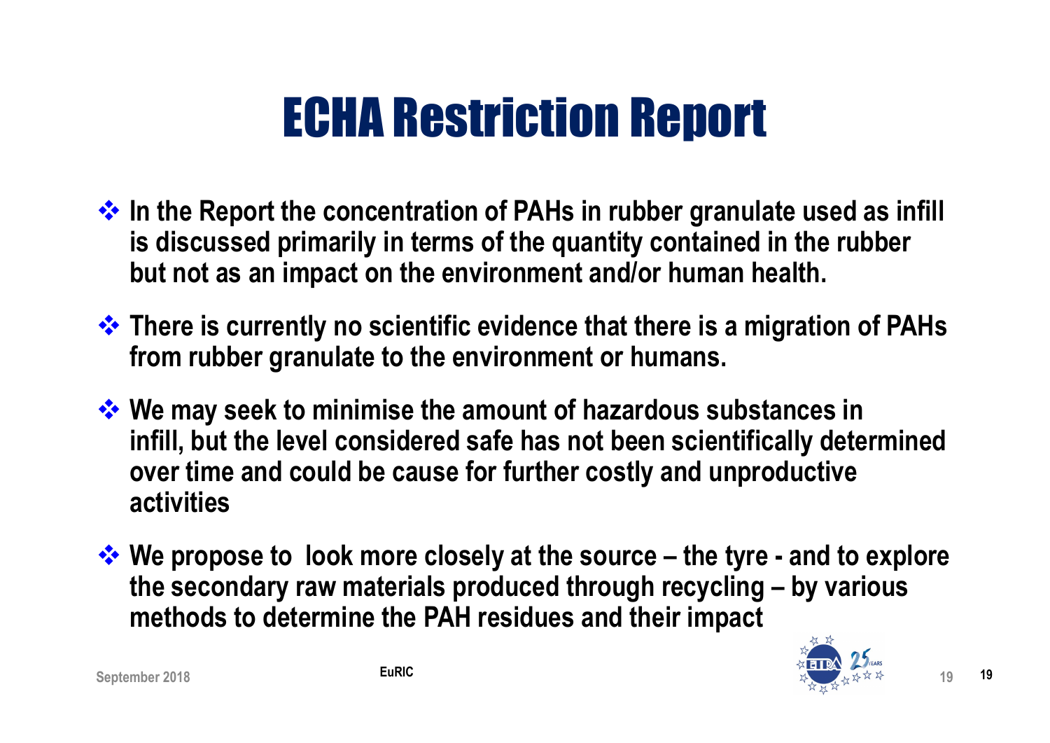# ECHA Restriction Report

- In the Report the concentration of PAHs in rubber granulate used as infill is discussed primarily in terms of the quantity contained in the rubber but not as an impact on the environment and/or human health.
- There is currently no scientific evidence that there is a migration of PAHs from rubber granulate to the environment or humans.
- We may seek to minimise the amount of hazardous substances in infill, but the level considered safe has not been scientifically determined over time and could be cause for further costly and unproductive activities
- We propose to look more closely at the source – the tyre - and to explore the secondary raw materials produced through recycling – by various methods to determine the PAH residues and their impact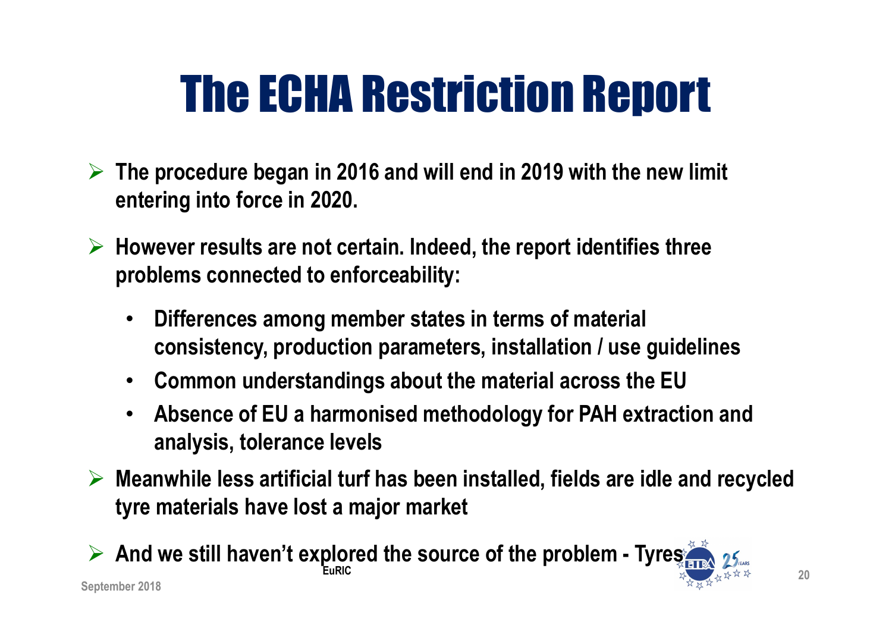# The ECHA Restriction Report

- The procedure began in 2016 and will end in 2019 with the new limit entering into force in 2020.
- However results are not certain. Indeed, the report identifies three problems connected to enforceability:
  - Differences among member states in terms of material consistency, production parameters, installation / use guidelines
  - Common understandings about the material across the EU
  - Absence of EU a harmonised methodology for PAH extraction and analysis, tolerance levels
- Meanwhile less artificial turf has been installed, fields are idle and recycled tyre materials have lost a major market
- And we still haven't explored the source of the problem - Tyres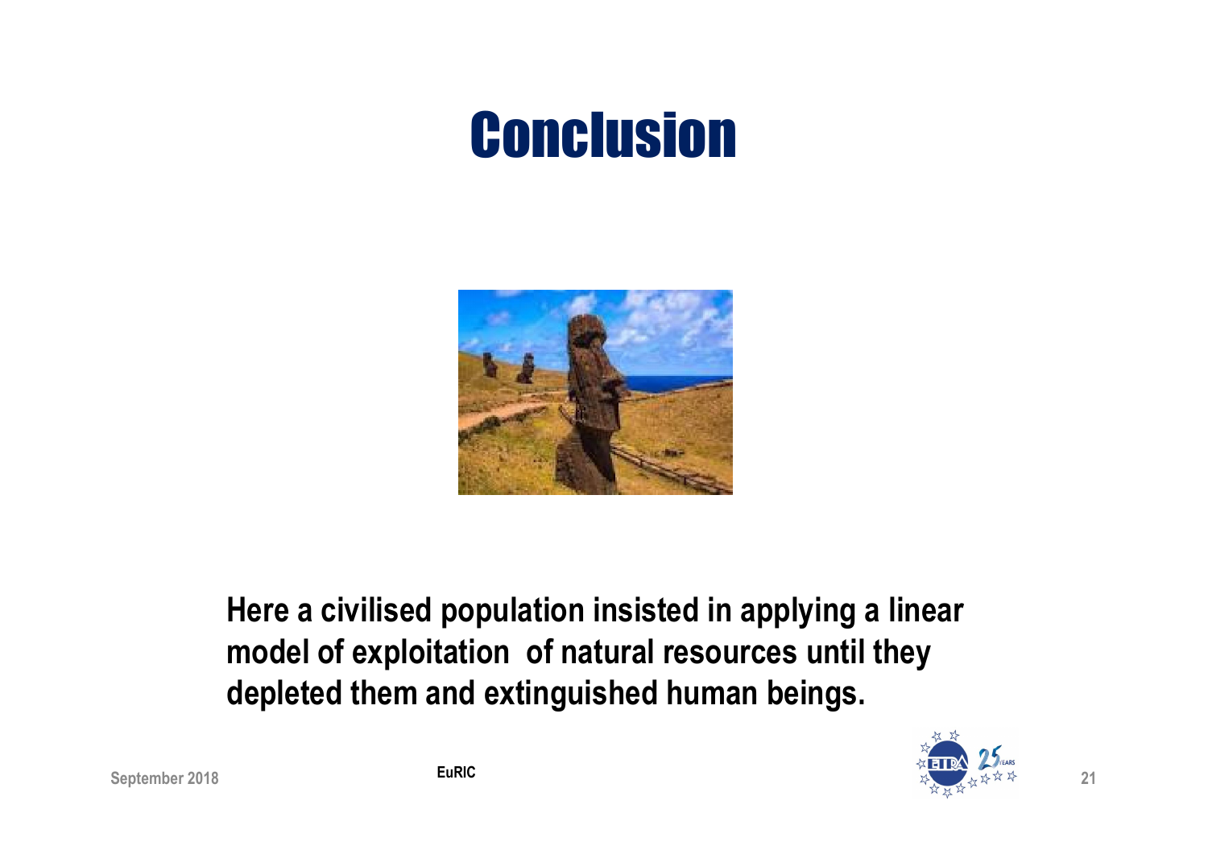# Conclusion

**Here a civilised population insisted in applying a linear model of exploitation of natural resources until they depleted them and extinguished human beings.**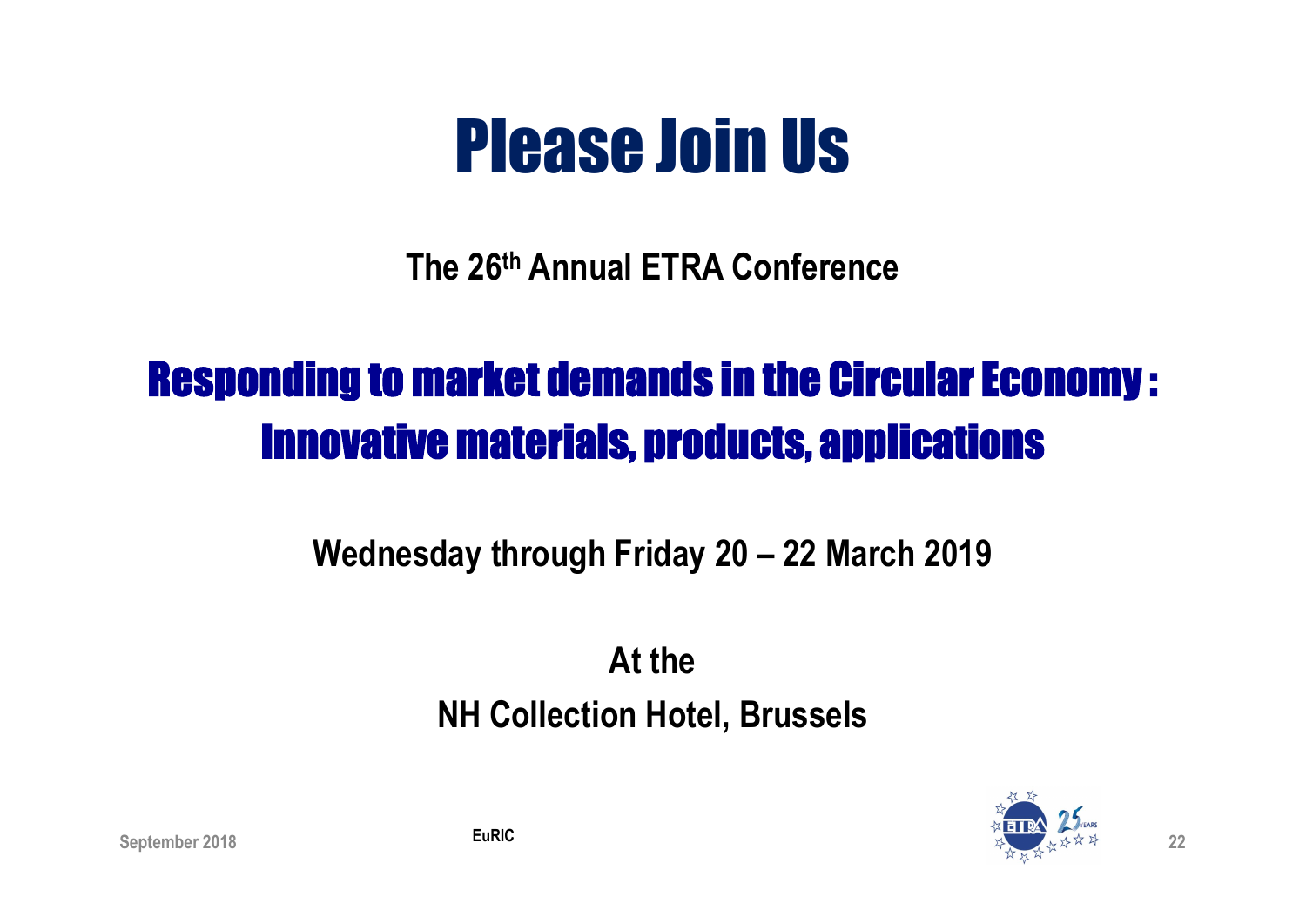# Please Join Us

**The 26th Annual ETRA Conference**

## Responding to market demands in the Circular Economy : Innovative materials, products, applications

**Wednesday through Friday 20 – 22 March 2019**

**At the**

**NH Collection Hotel, Brussels**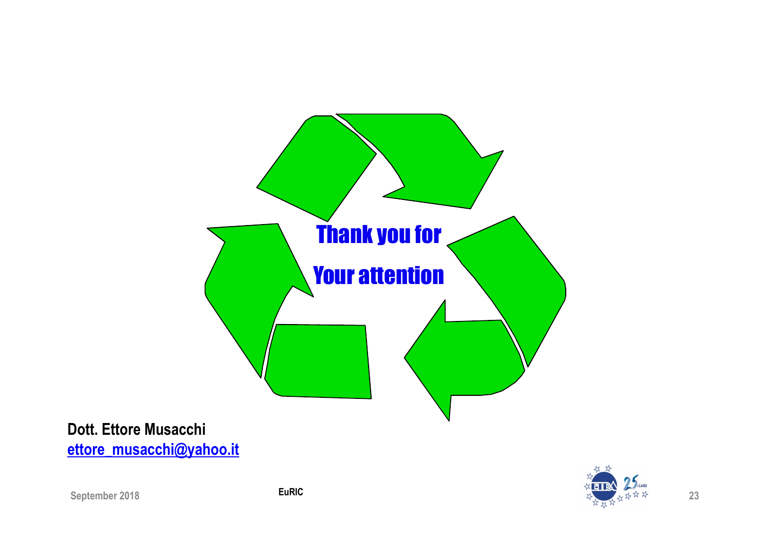Thank you for

Your attention

**Dott. Ettore Musacchi**
ettore_musacchi@yahoo.it